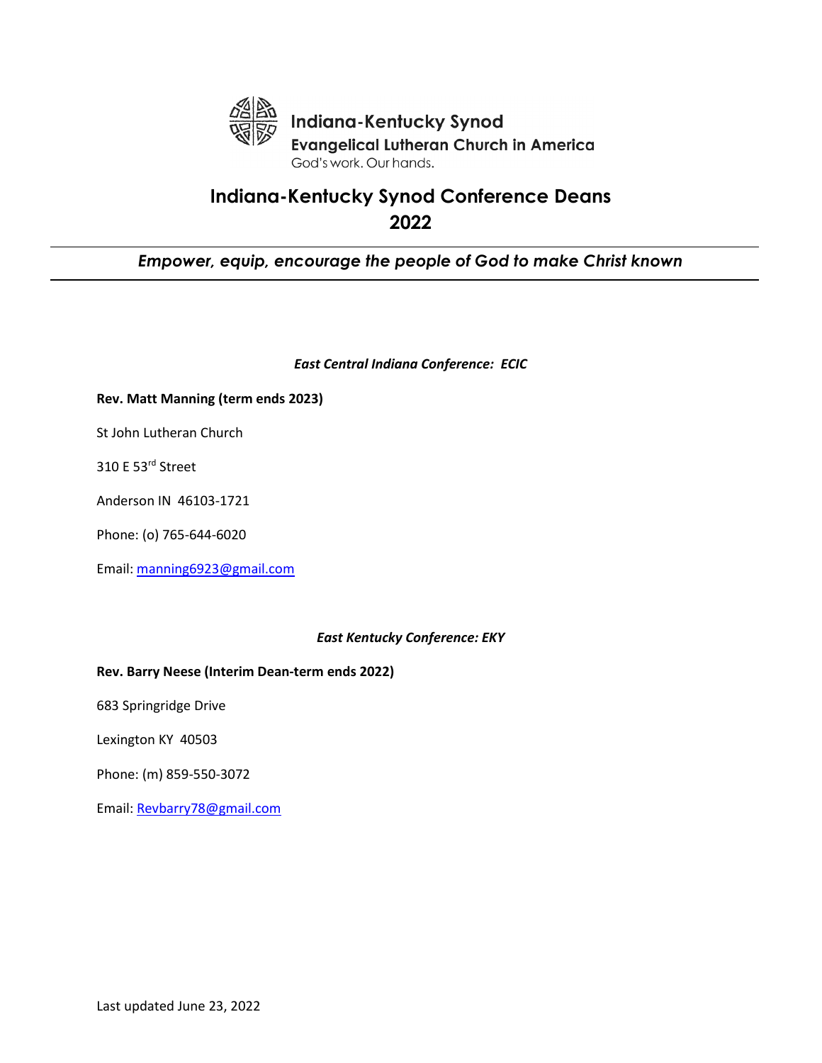Indiana-Kentucky Synod
Evangelical Lutheran Church in America
God's work. Our hands.

# Indiana-Kentucky Synod Conference Deans 2022

---

***Empower, equip, encourage the people of God to make Christ known***

---

*East Central Indiana Conference: ECIC*

**Rev. Matt Manning (term ends 2023)**

St John Lutheran Church

310 E 53rd Street

Anderson IN 46103-1721

Phone: (o) 765-644-6020

Email: manning6923@gmail.com

*East Kentucky Conference: EKY*

**Rev. Barry Neese (Interim Dean-term ends 2022)**

683 Springridge Drive

Lexington KY 40503

Phone: (m) 859-550-3072

Email: Revbarry78@gmail.com

Last updated June 23, 2022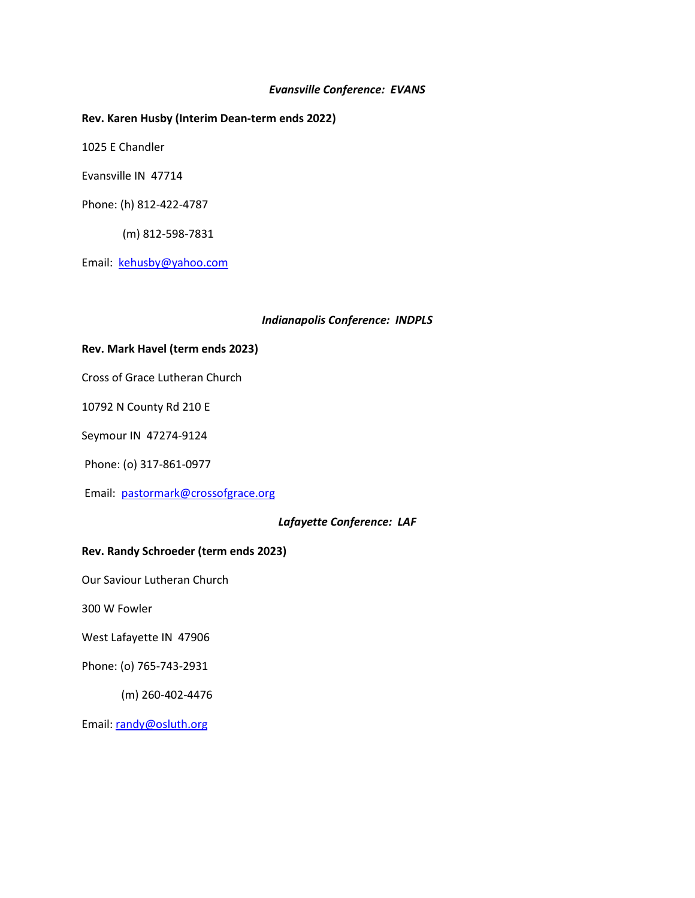### *Evansville Conference: EVANS*

**Rev. Karen Husby (Interim Dean-term ends 2022)**

1025 E Chandler

Evansville IN 47714

Phone: (h) 812-422-4787

(m) 812-598-7831

Email: kehusby@yahoo.com

### *Indianapolis Conference: INDPLS*

**Rev. Mark Havel (term ends 2023)**

Cross of Grace Lutheran Church

10792 N County Rd 210 E

Seymour IN 47274-9124

Phone: (o) 317-861-0977

Email: pastormark@crossofgrace.org

### *Lafayette Conference: LAF*

**Rev. Randy Schroeder (term ends 2023)**

Our Saviour Lutheran Church

300 W Fowler

West Lafayette IN 47906

Phone: (o) 765-743-2931

(m) 260-402-4476

Email: randy@osluth.org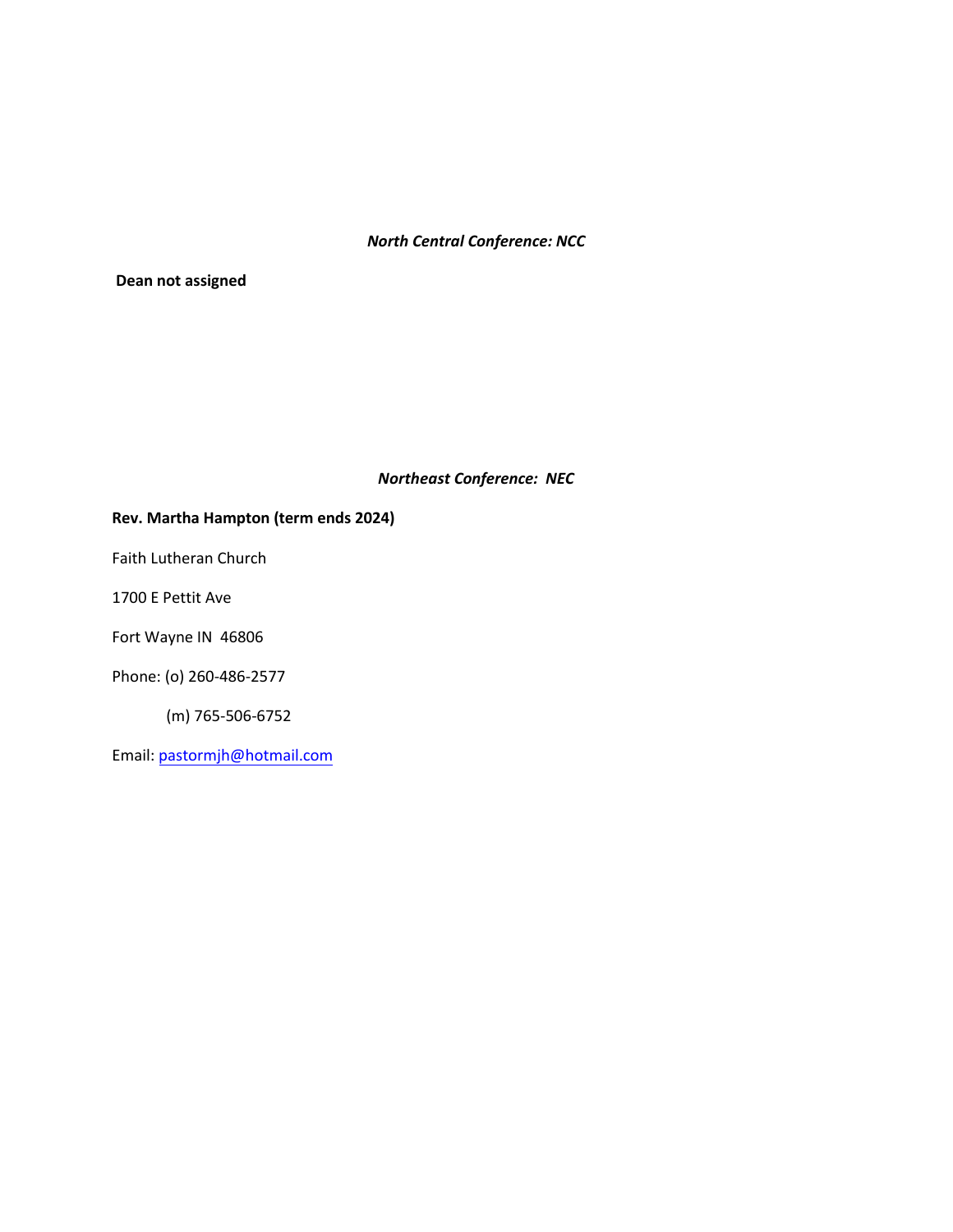***North Central Conference: NCC***

**Dean not assigned**

***Northeast Conference: NEC***

**Rev. Martha Hampton (term ends 2024)**

Faith Lutheran Church

1700 E Pettit Ave

Fort Wayne IN 46806

Phone: (o) 260-486-2577

(m) 765-506-6752

Email: pastormjh@hotmail.com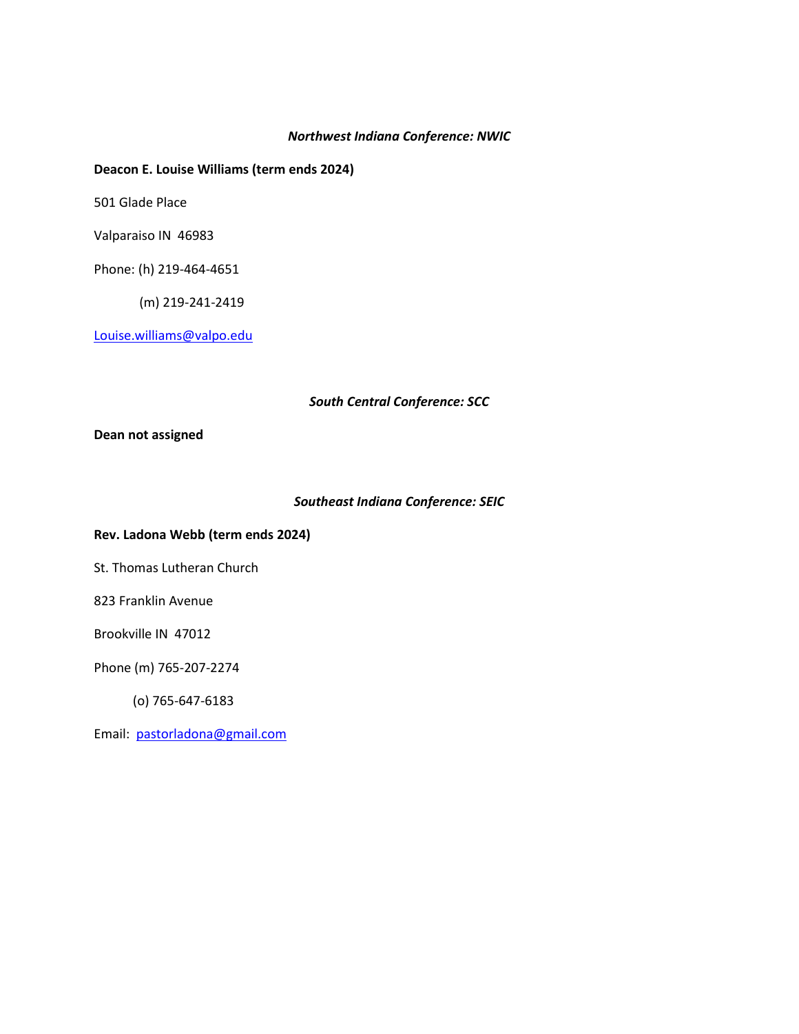*Northwest Indiana Conference: NWIC*

**Deacon E. Louise Williams (term ends 2024)**

501 Glade Place

Valparaiso IN  46983

Phone: (h) 219-464-4651

(m) 219-241-2419

Louise.williams@valpo.edu

*South Central Conference: SCC*

**Dean not assigned**

*Southeast Indiana Conference: SEIC*

**Rev. Ladona Webb (term ends 2024)**

St. Thomas Lutheran Church

823 Franklin Avenue

Brookville IN  47012

Phone (m) 765-207-2274

(o) 765-647-6183

Email:  pastorladona@gmail.com